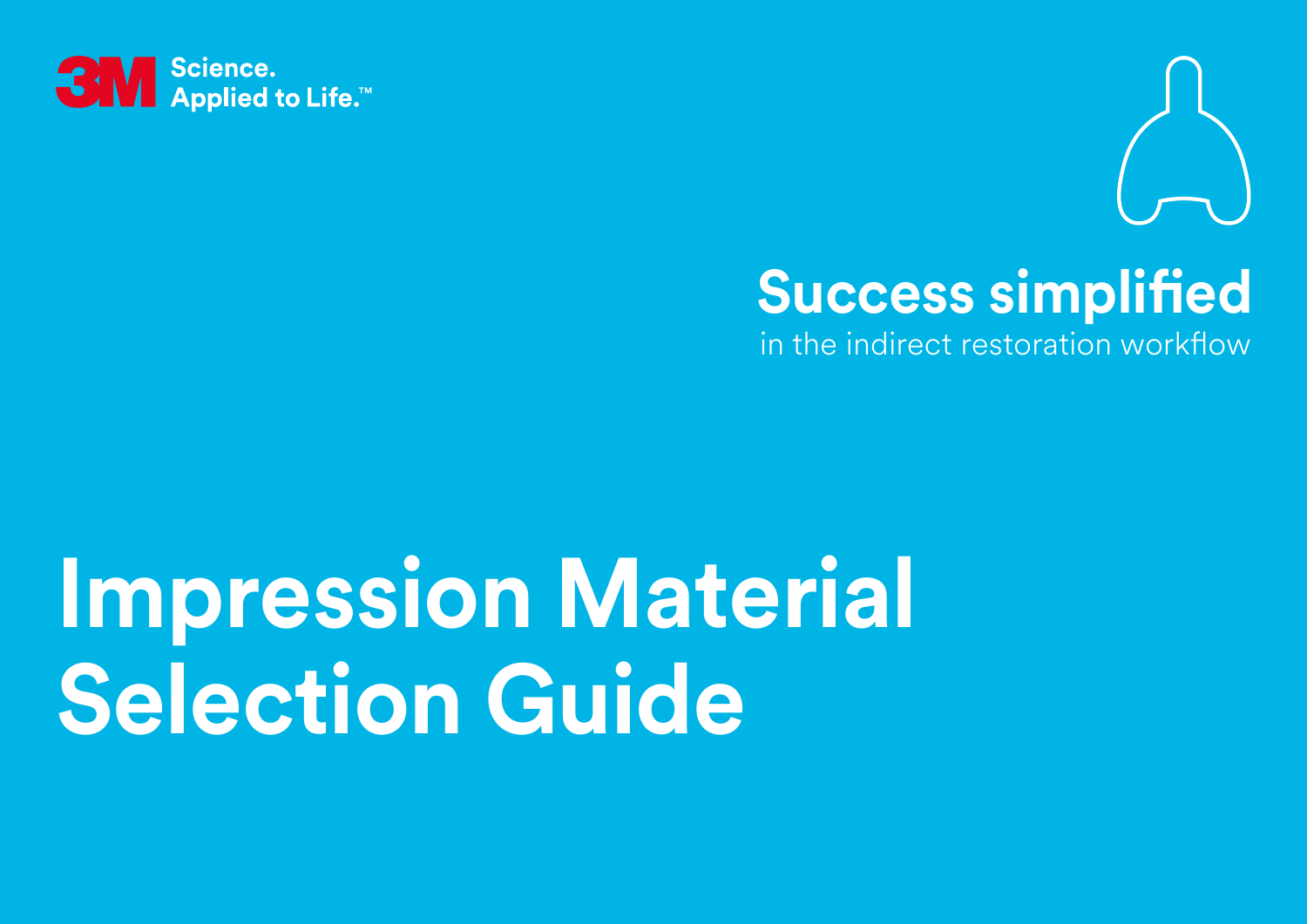3M Science. Applied to Life.™

**Success simplified**
in the indirect restoration workflow

# Impression Material Selection Guide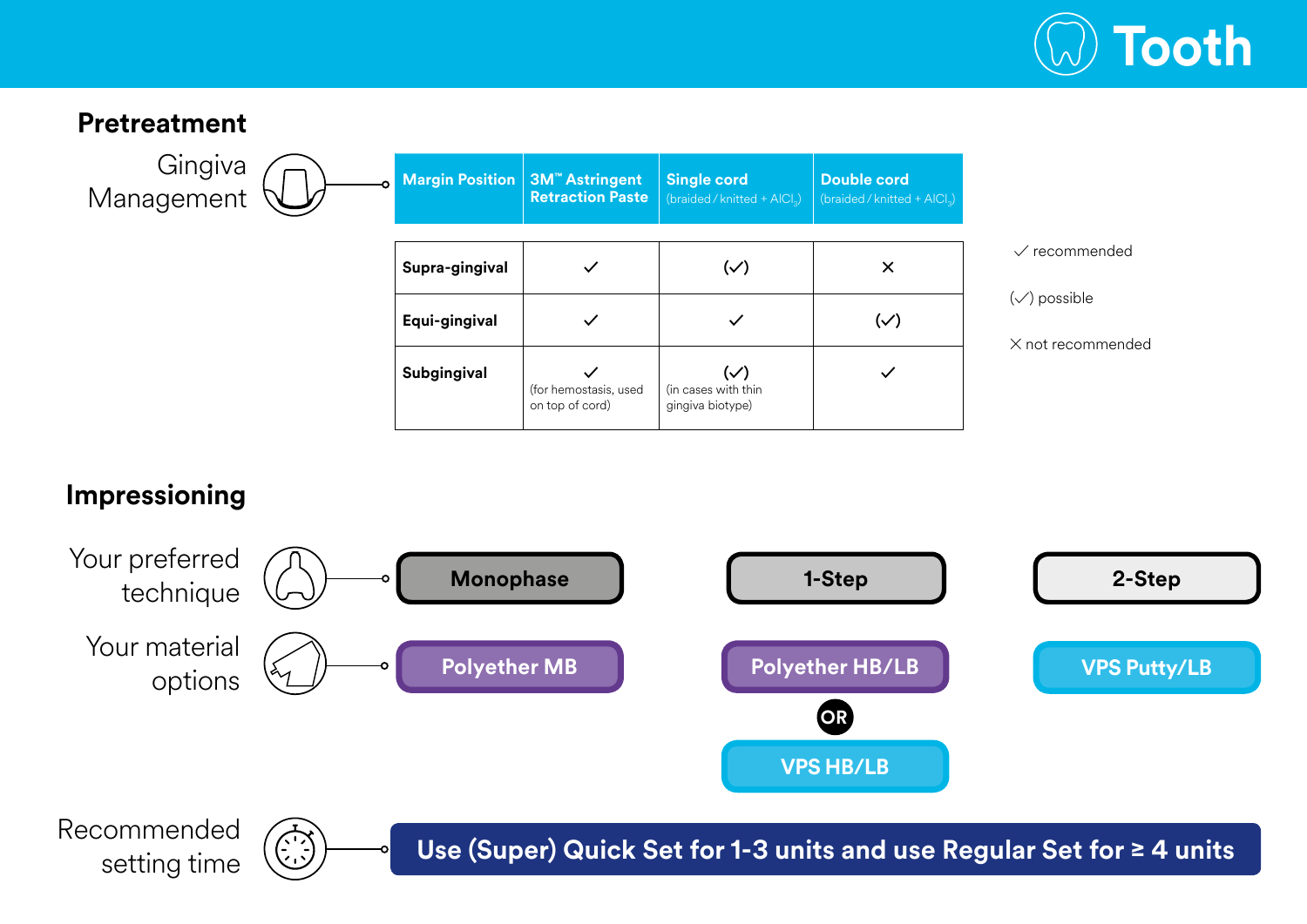# Tooth

## Pretreatment

### Gingiva Management

| Margin Position | 3M™ Astringent Retraction Paste | Single cord (braided / knitted + $AlCl_3$) | Double cord (braided / knitted + $AlCl_3$) |
|---|---|---|---|
| **Supra-gingival** | ✓ | (✓) | ✕ |
| **Equi-gingival** | ✓ | ✓ | (✓) |
| **Subgingival** | ✓ (for hemostasis, used on top of cord) | (✓) (in cases with thin gingiva biotype) | ✓ |

✓ recommended

(✓) possible

✕ not recommended

## Impressioning

**Your preferred technique**

| Monophase | 1-Step | 2-Step |
|---|---|---|

**Your material options**

| Monophase | 1-Step | 2-Step |
|---|---|---|
| Polyether MB | Polyether HB/LB OR VPS HB/LB | VPS Putty/LB |

**Recommended setting time**

Use (Super) Quick Set for 1-3 units and use Regular Set for ≥ 4 units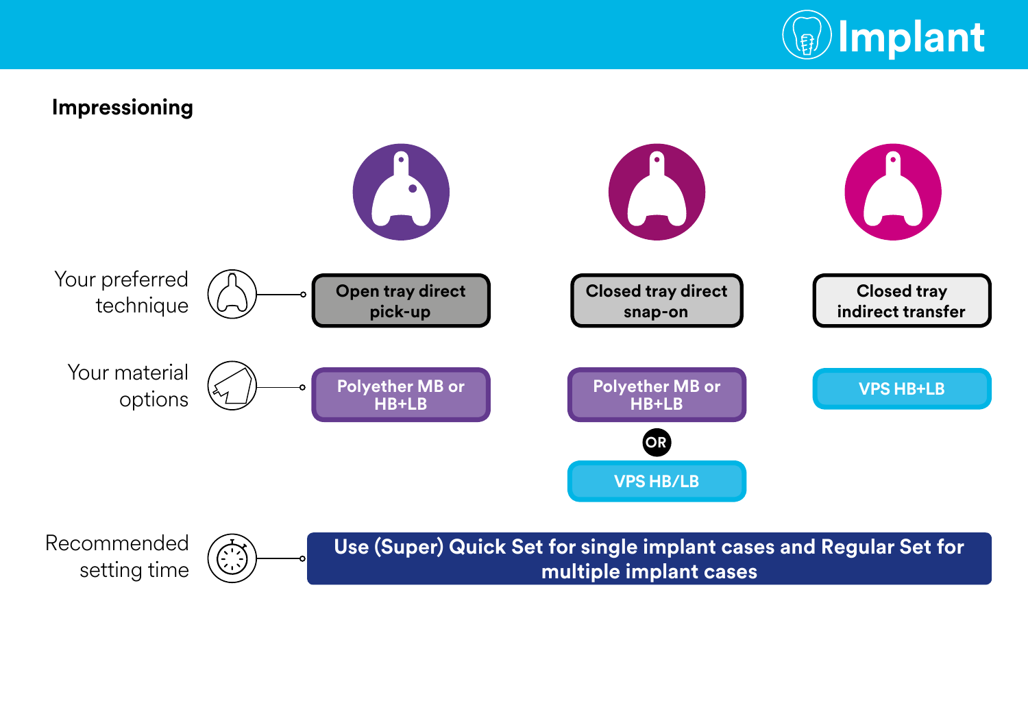# Implant

## Impressioning

| | Open tray direct pick-up | Closed tray direct snap-on | Closed tray indirect transfer |
|---|---|---|---|
| Your preferred technique | Open tray direct pick-up | Closed tray direct snap-on | Closed tray indirect transfer |
| Your material options | Polyether MB or HB+LB | Polyether MB or HB+LB **OR** VPS HB/LB | VPS HB+LB |
| Recommended setting time | Use (Super) Quick Set for single implant cases and Regular Set for multiple implant cases | | |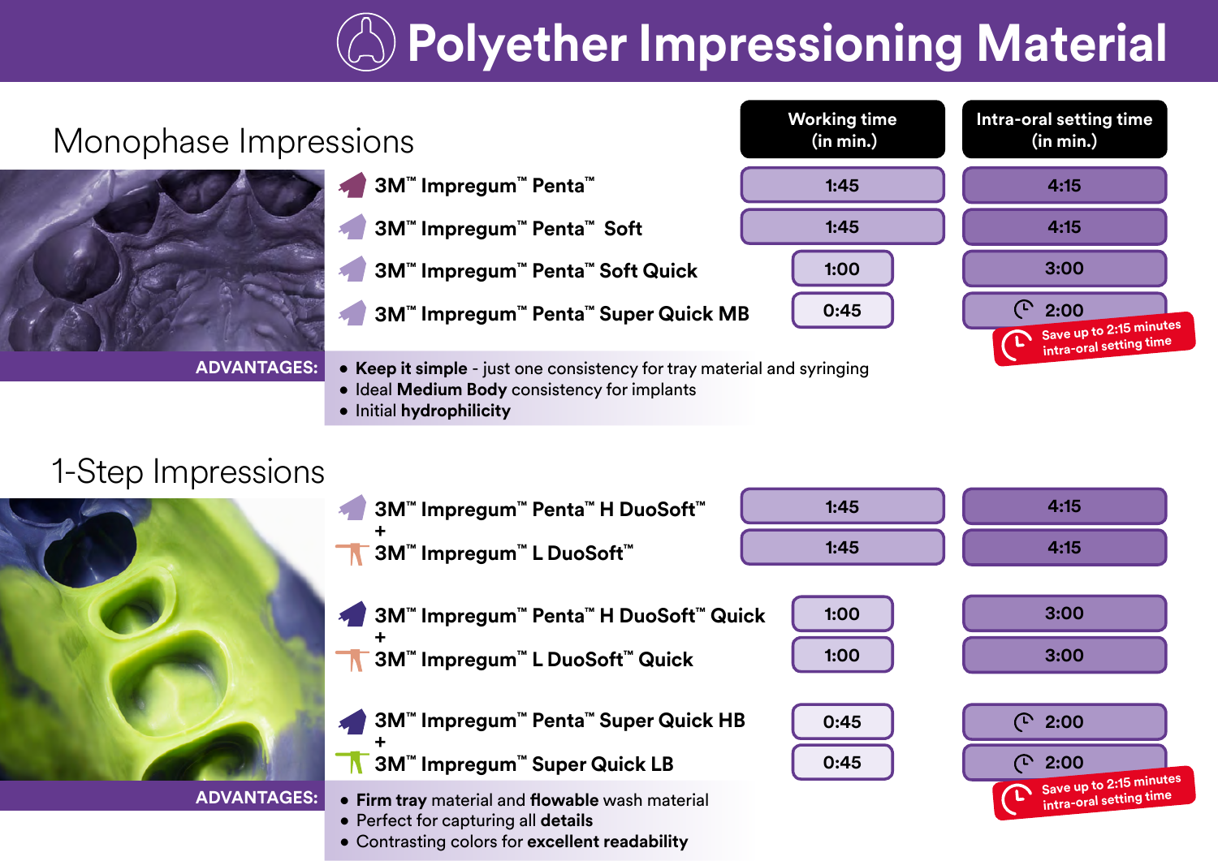# Polyether Impressioning Material

## Monophase Impressions

| Product | Working time (in min.) | Intra-oral setting time (in min.) |
|---|---|---|
| 3M™ Impregum™ Penta™ | 1:45 | 4:15 |
| 3M™ Impregum™ Penta™ Soft | 1:45 | 4:15 |
| 3M™ Impregum™ Penta™ Soft Quick | 1:00 | 3:00 |
| 3M™ Impregum™ Penta™ Super Quick MB | 0:45 | 2:00 |

Save up to 2:15 minutes intra-oral setting time

**ADVANTAGES:**

- **Keep it simple** - just one consistency for tray material and syringing
- Ideal **Medium Body** consistency for implants
- Initial **hydrophilicity**

## 1-Step Impressions

| Product | Working time (in min.) | Intra-oral setting time (in min.) |
|---|---|---|
| 3M™ Impregum™ Penta™ H DuoSoft™ | 1:45 | 4:15 |
| + 3M™ Impregum™ L DuoSoft™ | 1:45 | 4:15 |
| 3M™ Impregum™ Penta™ H DuoSoft™ Quick | 1:00 | 3:00 |
| + 3M™ Impregum™ L DuoSoft™ Quick | 1:00 | 3:00 |
| 3M™ Impregum™ Penta™ Super Quick HB | 0:45 | 2:00 |
| + 3M™ Impregum™ Super Quick LB | 0:45 | 2:00 |

Save up to 2:15 minutes intra-oral setting time

**ADVANTAGES:**

- **Firm tray** material and **flowable** wash material
- Perfect for capturing all **details**
- Contrasting colors for **excellent readability**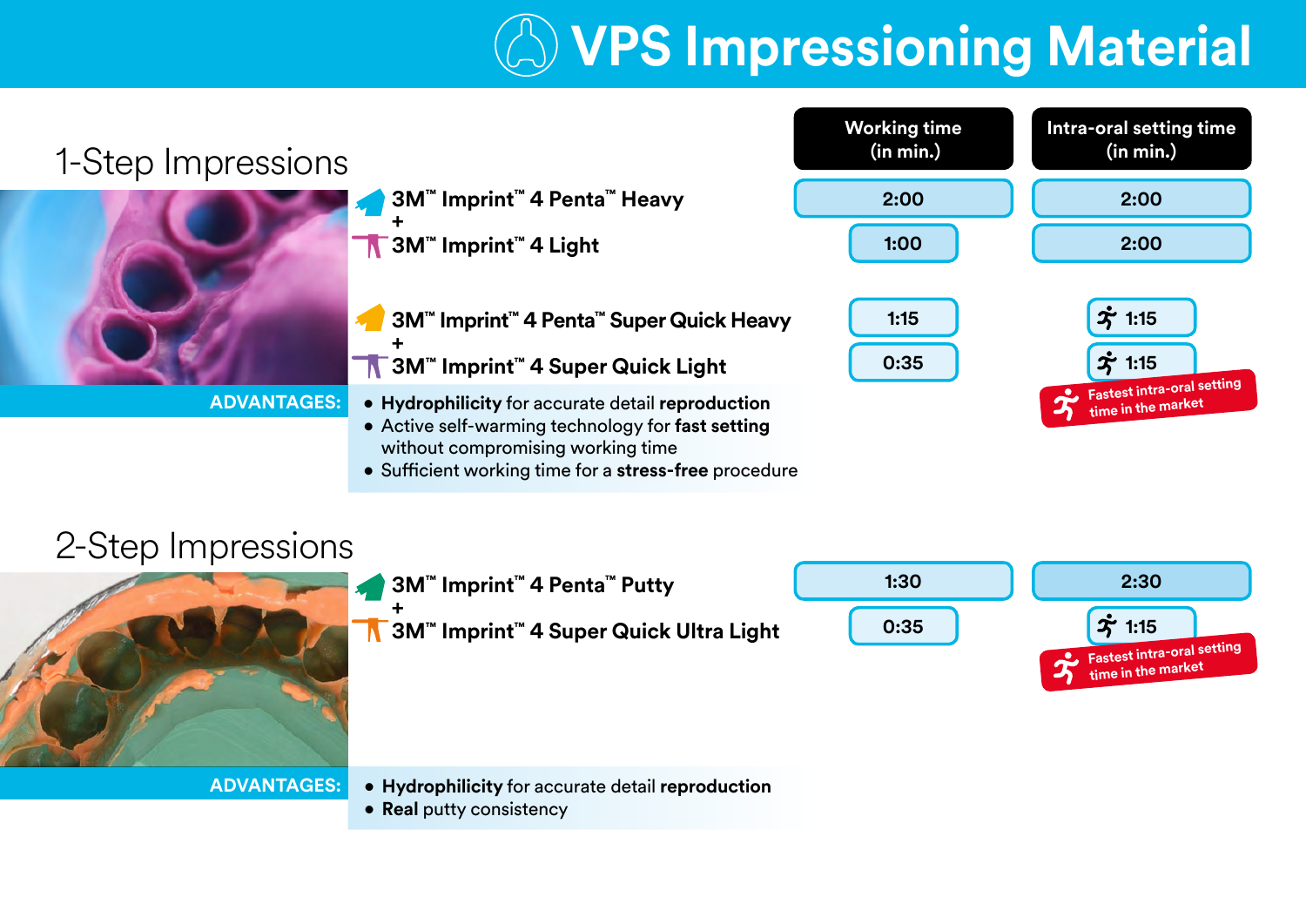# VPS Impressioning Material

## 1-Step Impressions

| | Working time (in min.) | Intra-oral setting time (in min.) |
|---|---|---|
| 3M™ Imprint™ 4 Penta™ Heavy | 2:00 | 2:00 |
| + 3M™ Imprint™ 4 Light | 1:00 | 2:00 |
| 3M™ Imprint™ 4 Penta™ Super Quick Heavy | 1:15 | 1:15 |
| + 3M™ Imprint™ 4 Super Quick Light | 0:35 | 1:15 |

Fastest intra-oral setting time in the market

**ADVANTAGES:**

- **Hydrophilicity** for accurate detail **reproduction**
- Active self-warming technology for **fast setting** without compromising working time
- Sufficient working time for a **stress-free** procedure

## 2-Step Impressions

| | Working time (in min.) | Intra-oral setting time (in min.) |
|---|---|---|
| 3M™ Imprint™ 4 Penta™ Putty | 1:30 | 2:30 |
| + 3M™ Imprint™ 4 Super Quick Ultra Light | 0:35 | 1:15 |

Fastest intra-oral setting time in the market

**ADVANTAGES:**

- **Hydrophilicity** for accurate detail **reproduction**
- **Real** putty consistency